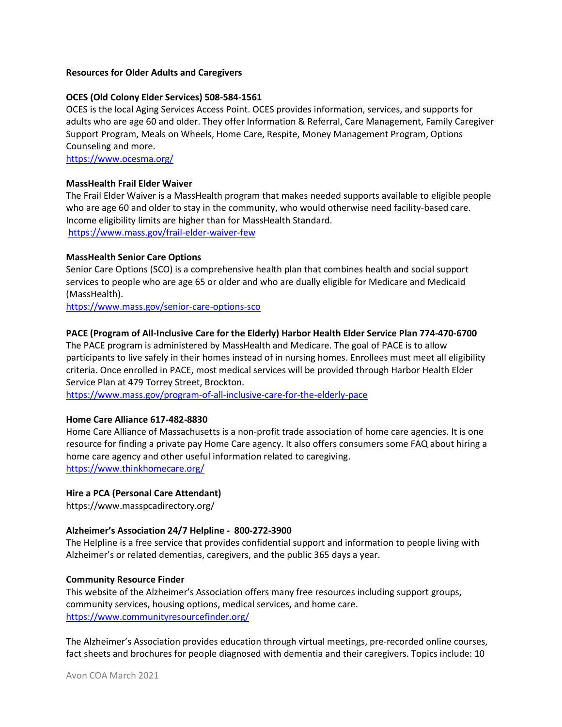**Resources for Older Adults and Caregivers**

**OCES (Old Colony Elder Services) 508-584-1561**

OCES is the local Aging Services Access Point. OCES provides information, services, and supports for adults who are age 60 and older. They offer Information & Referral, Care Management, Family Caregiver Support Program, Meals on Wheels, Home Care, Respite, Money Management Program, Options Counseling and more.

https://www.ocesma.org/

**MassHealth Frail Elder Waiver**

The Frail Elder Waiver is a MassHealth program that makes needed supports available to eligible people who are age 60 and older to stay in the community, who would otherwise need facility-based care. Income eligibility limits are higher than for MassHealth Standard.

https://www.mass.gov/frail-elder-waiver-few

**MassHealth Senior Care Options**

Senior Care Options (SCO) is a comprehensive health plan that combines health and social support services to people who are age 65 or older and who are dually eligible for Medicare and Medicaid (MassHealth).

https://www.mass.gov/senior-care-options-sco

**PACE (Program of All-Inclusive Care for the Elderly) Harbor Health Elder Service Plan 774-470-6700**

The PACE program is administered by MassHealth and Medicare. The goal of PACE is to allow participants to live safely in their homes instead of in nursing homes. Enrollees must meet all eligibility criteria. Once enrolled in PACE, most medical services will be provided through Harbor Health Elder Service Plan at 479 Torrey Street, Brockton.

https://www.mass.gov/program-of-all-inclusive-care-for-the-elderly-pace

**Home Care Alliance 617-482-8830**

Home Care Alliance of Massachusetts is a non-profit trade association of home care agencies. It is one resource for finding a private pay Home Care agency. It also offers consumers some FAQ about hiring a home care agency and other useful information related to caregiving.

https://www.thinkhomecare.org/

**Hire a PCA (Personal Care Attendant)**

https://www.masspcadirectory.org/

**Alzheimer's Association 24/7 Helpline - 800-272-3900**

The Helpline is a free service that provides confidential support and information to people living with Alzheimer's or related dementias, caregivers, and the public 365 days a year.

**Community Resource Finder**

This website of the Alzheimer's Association offers many free resources including support groups, community services, housing options, medical services, and home care.

https://www.communityresourcefinder.org/

The Alzheimer's Association provides education through virtual meetings, pre-recorded online courses, fact sheets and brochures for people diagnosed with dementia and their caregivers. Topics include: 10

Avon COA March 2021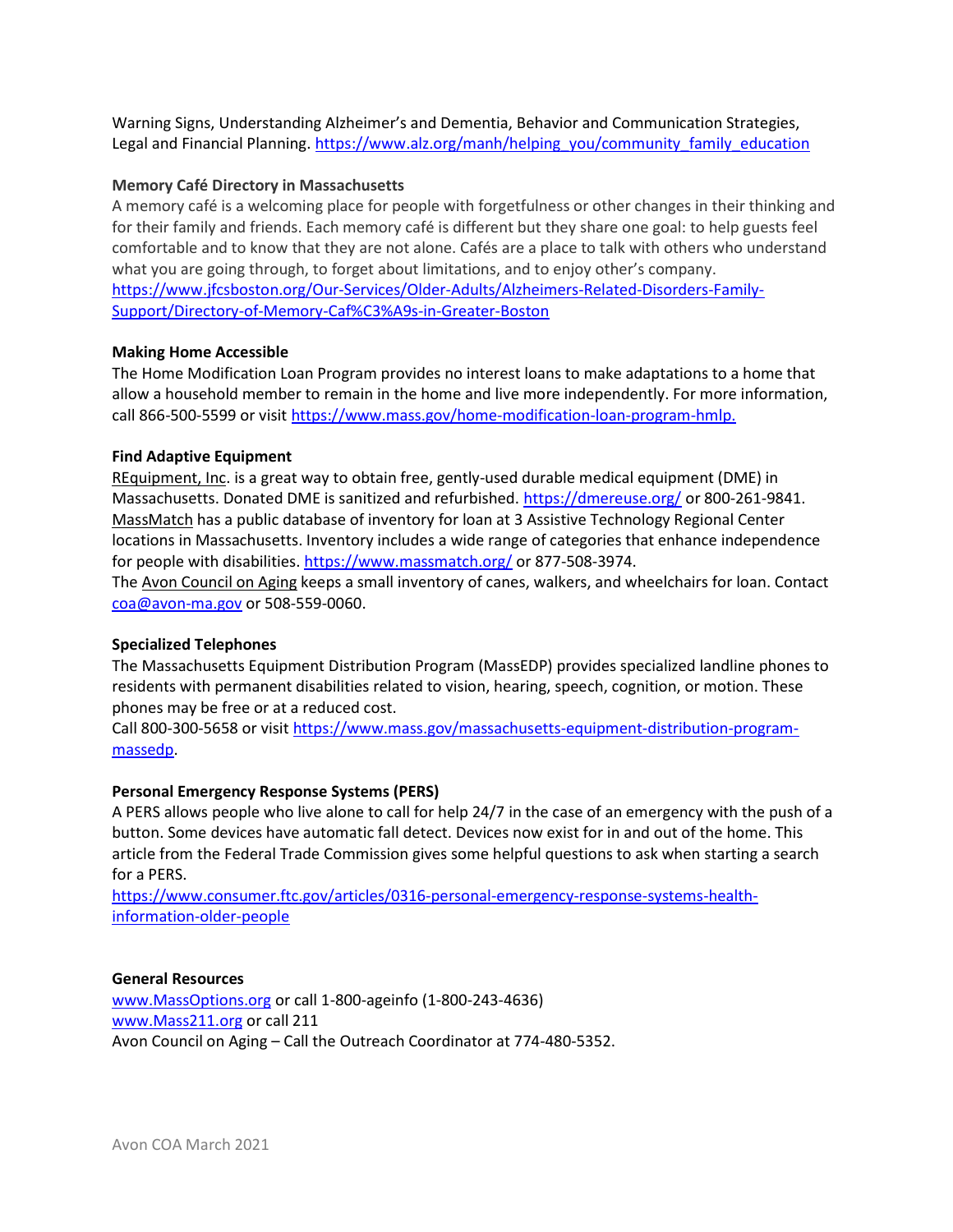Warning Signs, Understanding Alzheimer's and Dementia, Behavior and Communication Strategies, Legal and Financial Planning. https://www.alz.org/manh/helping_you/community_family_education

**Memory Café Directory in Massachusetts**

A memory café is a welcoming place for people with forgetfulness or other changes in their thinking and for their family and friends. Each memory café is different but they share one goal: to help guests feel comfortable and to know that they are not alone. Cafés are a place to talk with others who understand what you are going through, to forget about limitations, and to enjoy other's company. https://www.jfcsboston.org/Our-Services/Older-Adults/Alzheimers-Related-Disorders-Family-Support/Directory-of-Memory-Caf%C3%A9s-in-Greater-Boston

**Making Home Accessible**

The Home Modification Loan Program provides no interest loans to make adaptations to a home that allow a household member to remain in the home and live more independently. For more information, call 866-500-5599 or visit https://www.mass.gov/home-modification-loan-program-hmlp.

**Find Adaptive Equipment**

REquipment, Inc. is a great way to obtain free, gently-used durable medical equipment (DME) in Massachusetts. Donated DME is sanitized and refurbished. https://dmereuse.org/ or 800-261-9841.
MassMatch has a public database of inventory for loan at 3 Assistive Technology Regional Center locations in Massachusetts. Inventory includes a wide range of categories that enhance independence for people with disabilities. https://www.massmatch.org/ or 877-508-3974.
The Avon Council on Aging keeps a small inventory of canes, walkers, and wheelchairs for loan. Contact coa@avon-ma.gov or 508-559-0060.

**Specialized Telephones**

The Massachusetts Equipment Distribution Program (MassEDP) provides specialized landline phones to residents with permanent disabilities related to vision, hearing, speech, cognition, or motion. These phones may be free or at a reduced cost.
Call 800-300-5658 or visit https://www.mass.gov/massachusetts-equipment-distribution-program-massedp.

**Personal Emergency Response Systems (PERS)**

A PERS allows people who live alone to call for help 24/7 in the case of an emergency with the push of a button. Some devices have automatic fall detect. Devices now exist for in and out of the home. This article from the Federal Trade Commission gives some helpful questions to ask when starting a search for a PERS.
https://www.consumer.ftc.gov/articles/0316-personal-emergency-response-systems-health-information-older-people

**General Resources**

www.MassOptions.org or call 1-800-ageinfo (1-800-243-4636)
www.Mass211.org or call 211
Avon Council on Aging – Call the Outreach Coordinator at 774-480-5352.

Avon COA March 2021